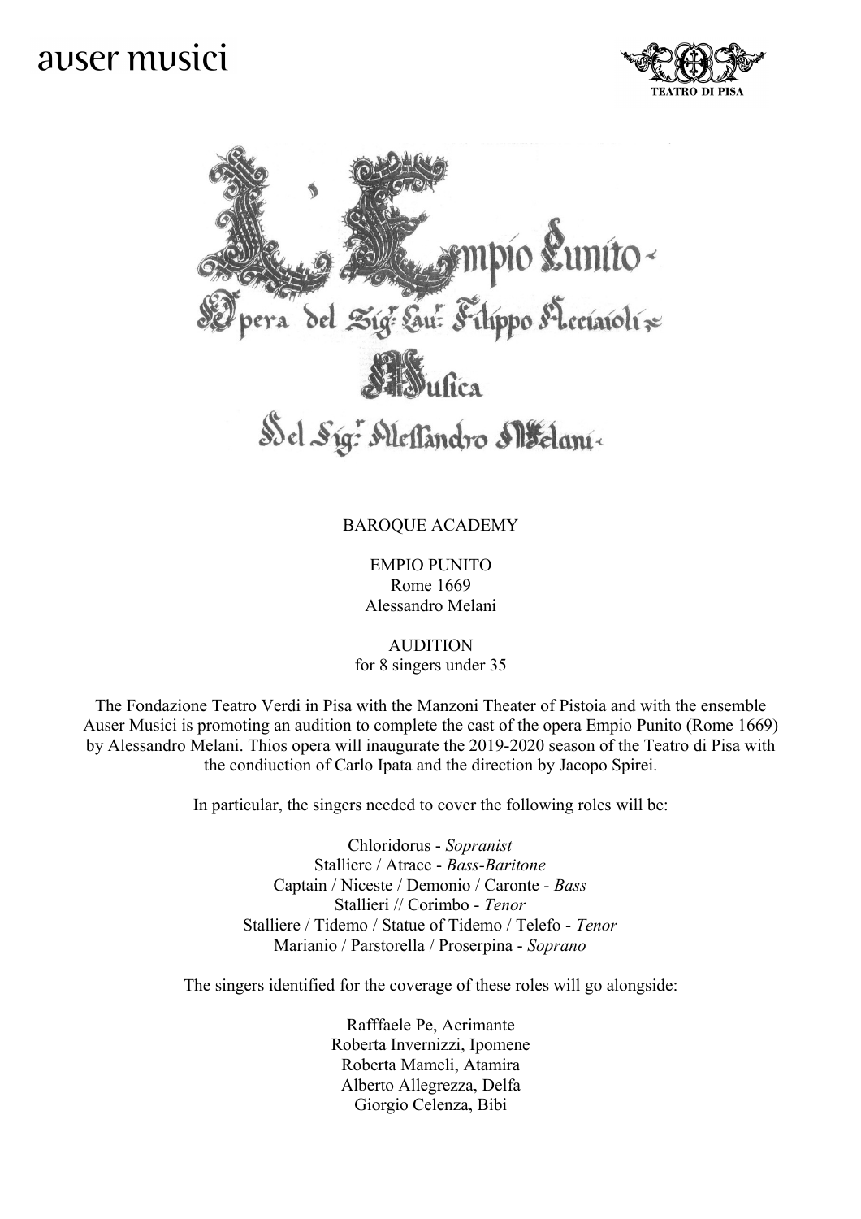auser musici

TEATRO DI PISA

L'Empio Punito

Opera del Sig.r Cav.r Filippo Acciaioli

Musica

Del Sig.r Alessandro Melani

BAROQUE ACADEMY

EMPIO PUNITO
Rome 1669
Alessandro Melani

AUDITION
for 8 singers under 35

The Fondazione Teatro Verdi in Pisa with the Manzoni Theater of Pistoia and with the ensemble Auser Musici is promoting an audition to complete the cast of the opera Empio Punito (Rome 1669) by Alessandro Melani. Thios opera will inaugurate the 2019-2020 season of the Teatro di Pisa with the condiuction of Carlo Ipata and the direction by Jacopo Spirei.

In particular, the singers needed to cover the following roles will be:

Chloridorus - *Sopranist*
Stalliere / Atrace - *Bass-Baritone*
Captain / Niceste / Demonio / Caronte - *Bass*
Stallieri // Corimbo - *Tenor*
Stalliere / Tidemo / Statue of Tidemo / Telefo - *Tenor*
Marianio / Parstorella / Proserpina - *Soprano*

The singers identified for the coverage of these roles will go alongside:

Rafffaele Pe, Acrimante
Roberta Invernizzi, Ipomene
Roberta Mameli, Atamira
Alberto Allegrezza, Delfa
Giorgio Celenza, Bibi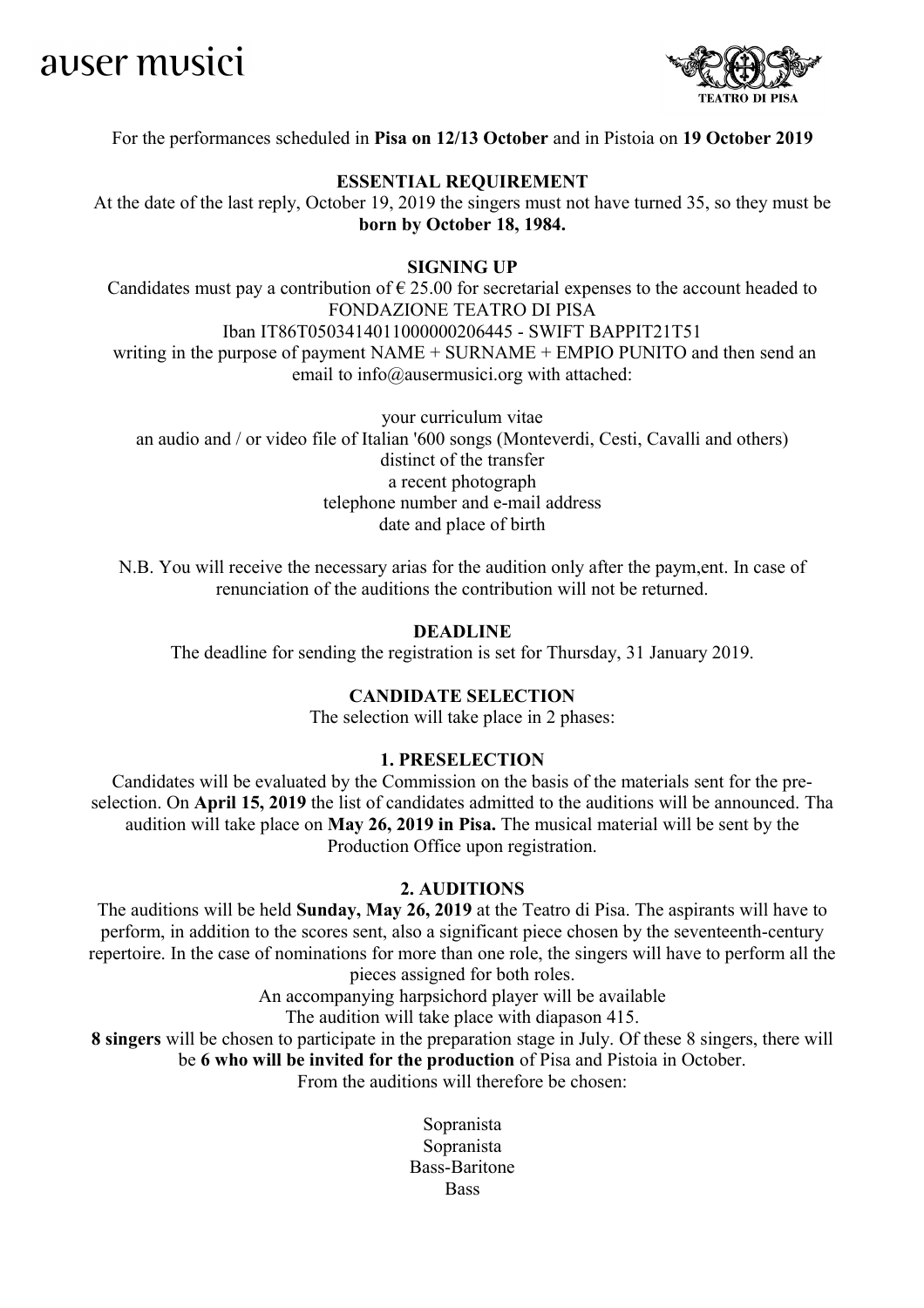auser musici

TEATRO DI PISA

For the performances scheduled in **Pisa on 12/13 October** and in Pistoia on **19 October 2019**

**ESSENTIAL REQUIREMENT**

At the date of the last reply, October 19, 2019 the singers must not have turned 35, so they must be **born by October 18, 1984.**

**SIGNING UP**

Candidates must pay a contribution of € 25.00 for secretarial expenses to the account headed to FONDAZIONE TEATRO DI PISA
Iban IT86T0503414011000000206445 - SWIFT BAPPIT21T51
writing in the purpose of payment NAME + SURNAME + EMPIO PUNITO and then send an email to info@ausermusici.org with attached:

your curriculum vitae
an audio and / or video file of Italian '600 songs (Monteverdi, Cesti, Cavalli and others)
distinct of the transfer
a recent photograph
telephone number and e-mail address
date and place of birth

N.B. You will receive the necessary arias for the audition only after the paym,ent. In case of renunciation of the auditions the contribution will not be returned.

**DEADLINE**

The deadline for sending the registration is set for Thursday, 31 January 2019.

**CANDIDATE SELECTION**

The selection will take place in 2 phases:

**1. PRESELECTION**

Candidates will be evaluated by the Commission on the basis of the materials sent for the pre-selection. On **April 15, 2019** the list of candidates admitted to the auditions will be announced. Tha audition will take place on **May 26, 2019 in Pisa.** The musical material will be sent by the Production Office upon registration.

**2. AUDITIONS**

The auditions will be held **Sunday, May 26, 2019** at the Teatro di Pisa. The aspirants will have to perform, in addition to the scores sent, also a significant piece chosen by the seventeenth-century repertoire. In the case of nominations for more than one role, the singers will have to perform all the pieces assigned for both roles.
An accompanying harpsichord player will be available
The audition will take place with diapason 415.
**8 singers** will be chosen to participate in the preparation stage in July. Of these 8 singers, there will be **6 who will be invited for the production** of Pisa and Pistoia in October.
From the auditions will therefore be chosen:

Sopranista
Sopranista
Bass-Baritone
Bass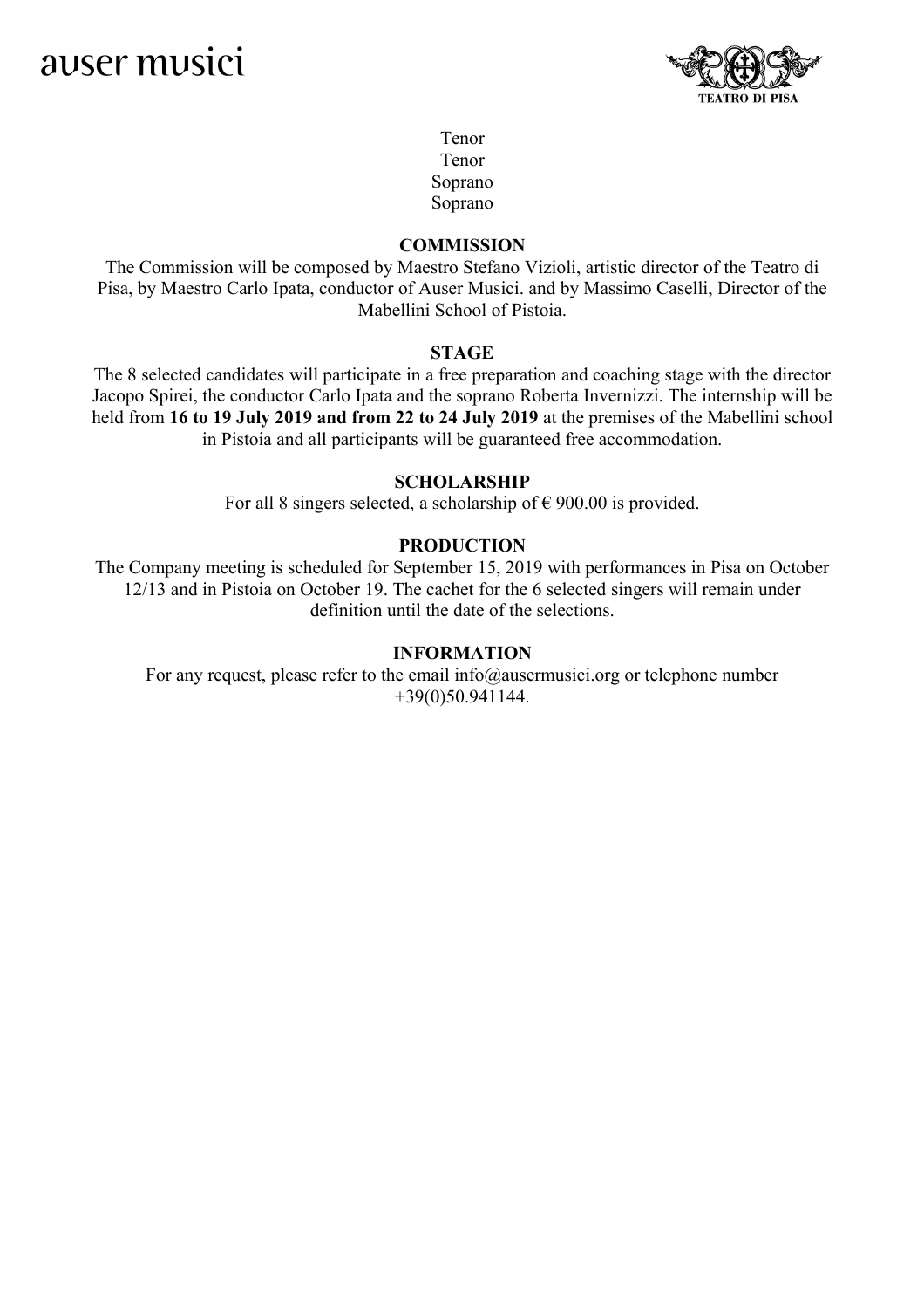Tenor
Tenor
Soprano
Soprano

## COMMISSION

The Commission will be composed by Maestro Stefano Vizioli, artistic director of the Teatro di Pisa, by Maestro Carlo Ipata, conductor of Auser Musici. and by Massimo Caselli, Director of the Mabellini School of Pistoia.

## STAGE

The 8 selected candidates will participate in a free preparation and coaching stage with the director Jacopo Spirei, the conductor Carlo Ipata and the soprano Roberta Invernizzi. The internship will be held from **16 to 19 July 2019 and from 22 to 24 July 2019** at the premises of the Mabellini school in Pistoia and all participants will be guaranteed free accommodation.

## SCHOLARSHIP

For all 8 singers selected, a scholarship of € 900.00 is provided.

## PRODUCTION

The Company meeting is scheduled for September 15, 2019 with performances in Pisa on October 12/13 and in Pistoia on October 19. The cachet for the 6 selected singers will remain under definition until the date of the selections.

## INFORMATION

For any request, please refer to the email info@ausermusici.org or telephone number +39(0)50.941144.